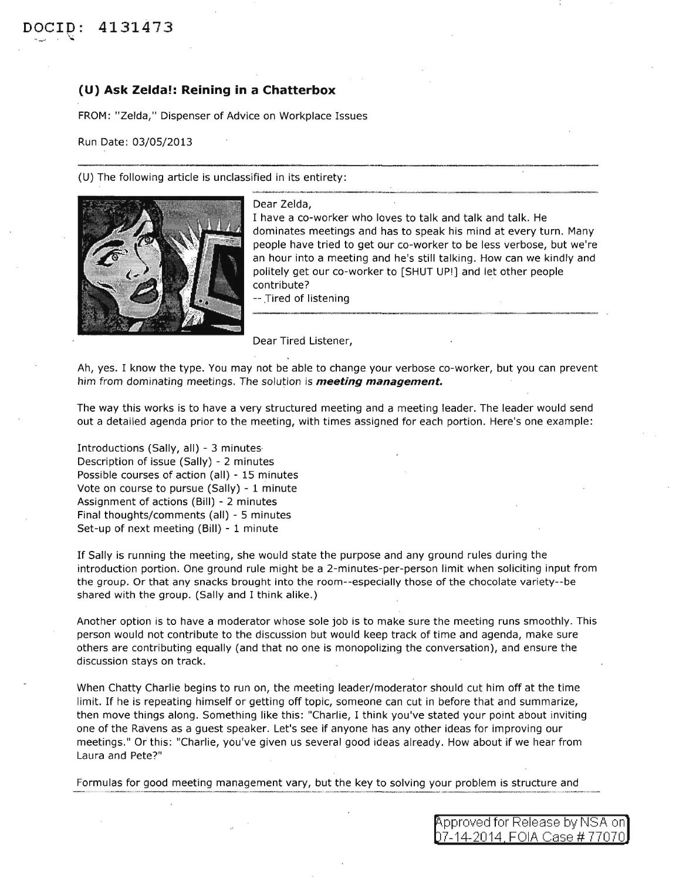DOCID: 4131473

## (U) Ask Zelda!: Reining in a Chatterbox

FROM: "Zelda," Dispenser of Advice on Workplace Issues

Run Date: 03/05/2013

---

(U) The following article is unclassified in its entirety:

---

Dear Zelda,
I have a co-worker who loves to talk and talk and talk. He dominates meetings and has to speak his mind at every turn. Many people have tried to get our co-worker to be less verbose, but we're an hour into a meeting and he's still talking. How can we kindly and politely get our co-worker to [SHUT UP!] and let other people contribute?
-- Tired of listening

---

Dear Tired Listener,

Ah, yes. I know the type. You may not be able to change your verbose co-worker, but you can prevent him from dominating meetings. The solution is ***meeting management.***

The way this works is to have a very structured meeting and a meeting leader. The leader would send out a detailed agenda prior to the meeting, with times assigned for each portion. Here's one example:

Introductions (Sally, all) - 3 minutes
Description of issue (Sally) - 2 minutes
Possible courses of action (all) - 15 minutes
Vote on course to pursue (Sally) - 1 minute
Assignment of actions (Bill) - 2 minutes
Final thoughts/comments (all) - 5 minutes
Set-up of next meeting (Bill) - 1 minute

If Sally is running the meeting, she would state the purpose and any ground rules during the introduction portion. One ground rule might be a 2-minutes-per-person limit when soliciting input from the group. Or that any snacks brought into the room--especially those of the chocolate variety--be shared with the group. (Sally and I think alike.)

Another option is to have a moderator whose sole job is to make sure the meeting runs smoothly. This person would not contribute to the discussion but would keep track of time and agenda, make sure others are contributing equally (and that no one is monopolizing the conversation), and ensure the discussion stays on track.

When Chatty Charlie begins to run on, the meeting leader/moderator should cut him off at the time limit. If he is repeating himself or getting off topic, someone can cut in before that and summarize, then move things along. Something like this: "Charlie, I think you've stated your point about inviting one of the Ravens as a guest speaker. Let's see if anyone has any other ideas for improving our meetings." Or this: "Charlie, you've given us several good ideas already. How about if we hear from Laura and Pete?"

Formulas for good meeting management vary, but the key to solving your problem is structure and

Approved for Release by NSA on 07-14-2014, FOIA Case # 77070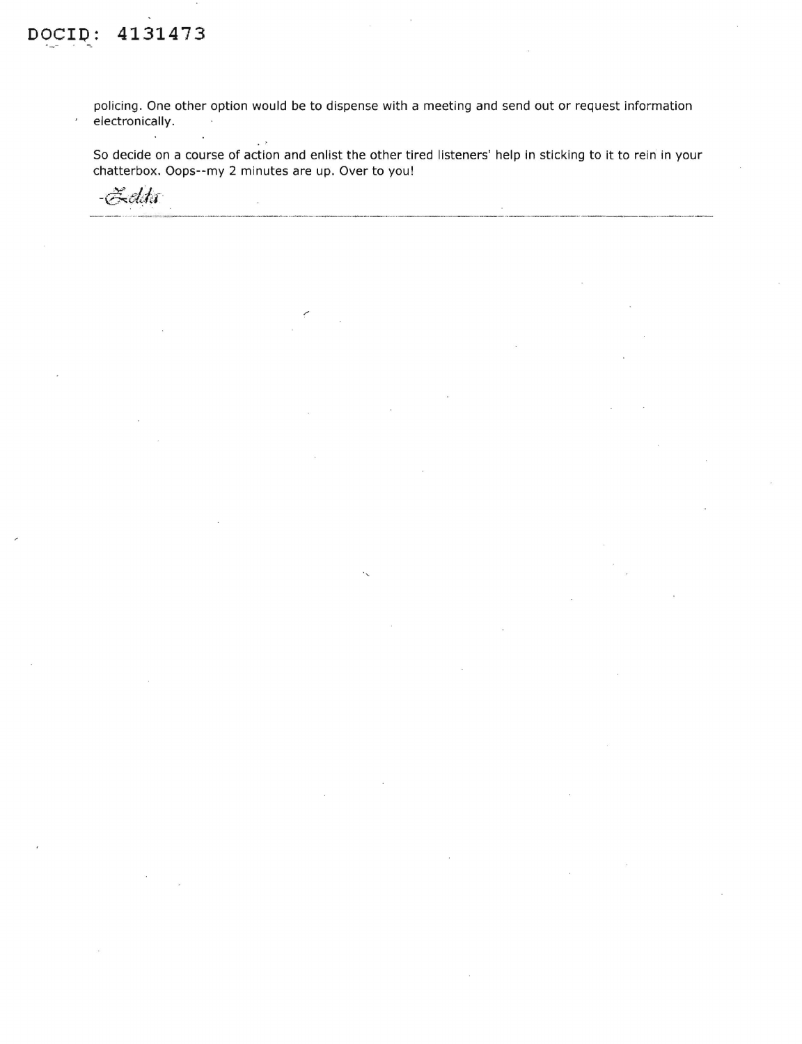policing. One other option would be to dispense with a meeting and send out or request information electronically.

So decide on a course of action and enlist the other tired listeners' help in sticking to it to rein in your chatterbox. Oops--my 2 minutes are up. Over to you!

-Zelda

---